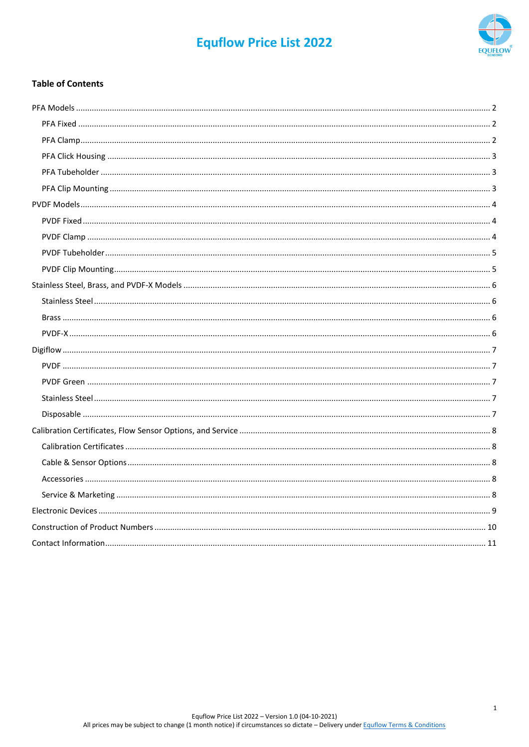# Equflow Price List 2022

## Table of Contents

- PFA Models ..... 2
  - PFA Fixed ..... 2
  - PFA Clamp ..... 2
  - PFA Click Housing ..... 3
  - PFA Tubeholder ..... 3
  - PFA Clip Mounting ..... 3
- PVDF Models ..... 4
  - PVDF Fixed ..... 4
  - PVDF Clamp ..... 4
  - PVDF Tubeholder ..... 5
  - PVDF Clip Mounting ..... 5
- Stainless Steel, Brass, and PVDF-X Models ..... 6
  - Stainless Steel ..... 6
  - Brass ..... 6
  - PVDF-X ..... 6
- Digiflow ..... 7
  - PVDF ..... 7
  - PVDF Green ..... 7
  - Stainless Steel ..... 7
  - Disposable ..... 7
- Calibration Certificates, Flow Sensor Options, and Service ..... 8
  - Calibration Certificates ..... 8
  - Cable & Sensor Options ..... 8
  - Accessories ..... 8
  - Service & Marketing ..... 8
- Electronic Devices ..... 9
- Construction of Product Numbers ..... 10
- Contact Information ..... 11

Equflow Price List 2022 – Version 1.0 (04-10-2021)
All prices may be subject to change (1 month notice) if circumstances so dictate – Delivery under Equflow Terms & Conditions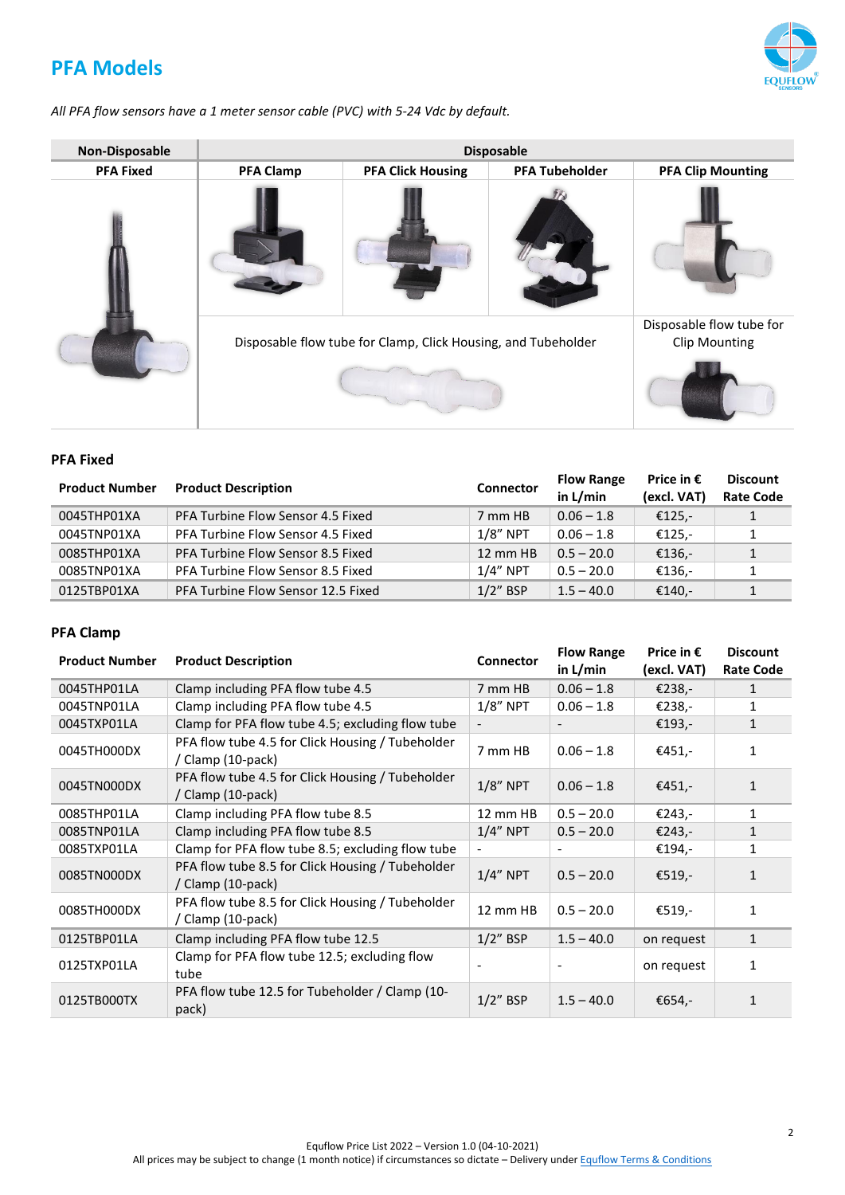## PFA Models

*All PFA flow sensors have a 1 meter sensor cable (PVC) with 5-24 Vdc by default.*

| Non-Disposable | Disposable | | | |
|---|---|---|---|---|
| PFA Fixed | PFA Clamp | PFA Click Housing | PFA Tubeholder | PFA Clip Mounting |
| | Disposable flow tube for Clamp, Click Housing, and Tubeholder | | | Disposable flow tube for Clip Mounting |

### PFA Fixed

| Product Number | Product Description | Connector | Flow Range in L/min | Price in € (excl. VAT) | Discount Rate Code |
|---|---|---|---|---|---|
| 0045THP01XA | PFA Turbine Flow Sensor 4.5 Fixed | 7 mm HB | 0.06 – 1.8 | €125,- | 1 |
| 0045TNP01XA | PFA Turbine Flow Sensor 4.5 Fixed | 1/8" NPT | 0.06 – 1.8 | €125,- | 1 |
| 0085THP01XA | PFA Turbine Flow Sensor 8.5 Fixed | 12 mm HB | 0.5 – 20.0 | €136,- | 1 |
| 0085TNP01XA | PFA Turbine Flow Sensor 8.5 Fixed | 1/4" NPT | 0.5 – 20.0 | €136,- | 1 |
| 0125TBP01XA | PFA Turbine Flow Sensor 12.5 Fixed | 1/2" BSP | 1.5 – 40.0 | €140,- | 1 |

### PFA Clamp

| Product Number | Product Description | Connector | Flow Range in L/min | Price in € (excl. VAT) | Discount Rate Code |
|---|---|---|---|---|---|
| 0045THP01LA | Clamp including PFA flow tube 4.5 | 7 mm HB | 0.06 – 1.8 | €238,- | 1 |
| 0045TNP01LA | Clamp including PFA flow tube 4.5 | 1/8" NPT | 0.06 – 1.8 | €238,- | 1 |
| 0045TXP01LA | Clamp for PFA flow tube 4.5; excluding flow tube | - | - | €193,- | 1 |
| 0045TH000DX | PFA flow tube 4.5 for Click Housing / Tubeholder / Clamp (10-pack) | 7 mm HB | 0.06 – 1.8 | €451,- | 1 |
| 0045TN000DX | PFA flow tube 4.5 for Click Housing / Tubeholder / Clamp (10-pack) | 1/8" NPT | 0.06 – 1.8 | €451,- | 1 |
| 0085THP01LA | Clamp including PFA flow tube 8.5 | 12 mm HB | 0.5 – 20.0 | €243,- | 1 |
| 0085TNP01LA | Clamp including PFA flow tube 8.5 | 1/4" NPT | 0.5 – 20.0 | €243,- | 1 |
| 0085TXP01LA | Clamp for PFA flow tube 8.5; excluding flow tube | - | - | €194,- | 1 |
| 0085TN000DX | PFA flow tube 8.5 for Click Housing / Tubeholder / Clamp (10-pack) | 1/4" NPT | 0.5 – 20.0 | €519,- | 1 |
| 0085TH000DX | PFA flow tube 8.5 for Click Housing / Tubeholder / Clamp (10-pack) | 12 mm HB | 0.5 – 20.0 | €519,- | 1 |
| 0125TBP01LA | Clamp including PFA flow tube 12.5 | 1/2" BSP | 1.5 – 40.0 | on request | 1 |
| 0125TXP01LA | Clamp for PFA flow tube 12.5; excluding flow tube | - | - | on request | 1 |
| 0125TB000TX | PFA flow tube 12.5 for Tubeholder / Clamp (10-pack) | 1/2" BSP | 1.5 – 40.0 | €654,- | 1 |

Equflow Price List 2022 – Version 1.0 (04-10-2021)
All prices may be subject to change (1 month notice) if circumstances so dictate – Delivery under Equflow Terms & Conditions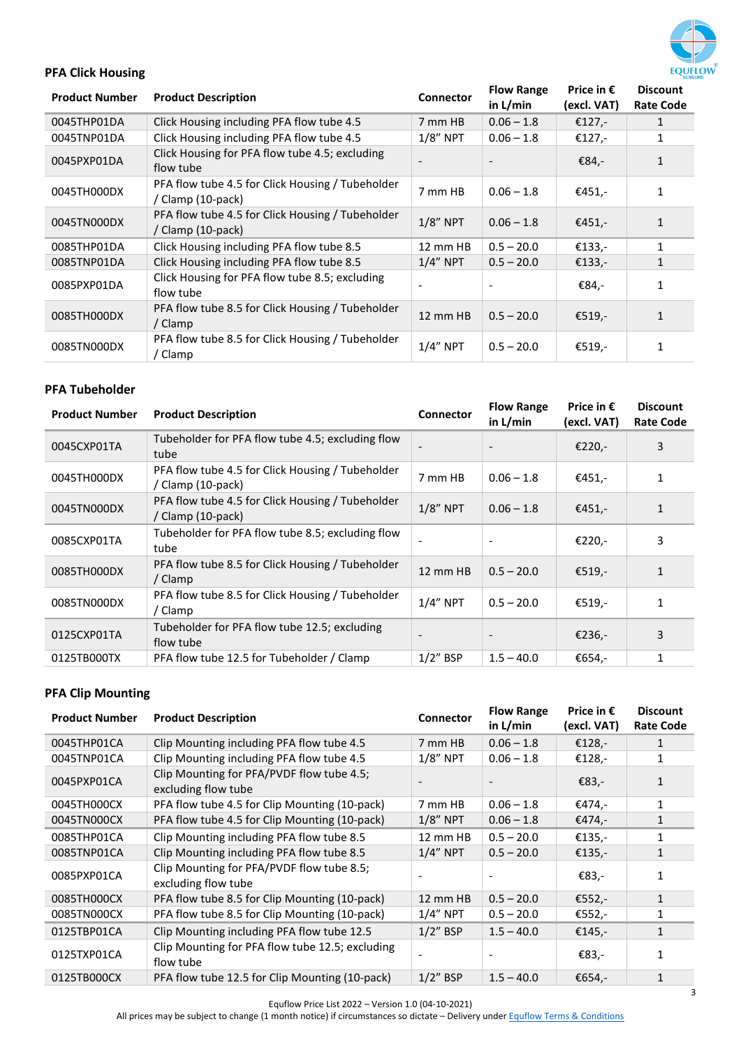### PFA Click Housing

| Product Number | Product Description | Connector | Flow Range in L/min | Price in € (excl. VAT) | Discount Rate Code |
|---|---|---|---|---|---|
| 0045THP01DA | Click Housing including PFA flow tube 4.5 | 7 mm HB | 0.06 – 1.8 | €127,- | 1 |
| 0045TNP01DA | Click Housing including PFA flow tube 4.5 | 1/8" NPT | 0.06 – 1.8 | €127,- | 1 |
| 0045PXP01DA | Click Housing for PFA flow tube 4.5; excluding flow tube | - | - | €84,- | 1 |
| 0045TH000DX | PFA flow tube 4.5 for Click Housing / Tubeholder / Clamp (10-pack) | 7 mm HB | 0.06 – 1.8 | €451,- | 1 |
| 0045TN000DX | PFA flow tube 4.5 for Click Housing / Tubeholder / Clamp (10-pack) | 1/8" NPT | 0.06 – 1.8 | €451,- | 1 |
| 0085THP01DA | Click Housing including PFA flow tube 8.5 | 12 mm HB | 0.5 – 20.0 | €133,- | 1 |
| 0085TNP01DA | Click Housing including PFA flow tube 8.5 | 1/4" NPT | 0.5 – 20.0 | €133,- | 1 |
| 0085PXP01DA | Click Housing for PFA flow tube 8.5; excluding flow tube | - | - | €84,- | 1 |
| 0085TH000DX | PFA flow tube 8.5 for Click Housing / Tubeholder / Clamp | 12 mm HB | 0.5 – 20.0 | €519,- | 1 |
| 0085TN000DX | PFA flow tube 8.5 for Click Housing / Tubeholder / Clamp | 1/4" NPT | 0.5 – 20.0 | €519,- | 1 |

### PFA Tubeholder

| Product Number | Product Description | Connector | Flow Range in L/min | Price in € (excl. VAT) | Discount Rate Code |
|---|---|---|---|---|---|
| 0045CXP01TA | Tubeholder for PFA flow tube 4.5; excluding flow tube | - | - | €220,- | 3 |
| 0045TH000DX | PFA flow tube 4.5 for Click Housing / Tubeholder / Clamp (10-pack) | 7 mm HB | 0.06 – 1.8 | €451,- | 1 |
| 0045TN000DX | PFA flow tube 4.5 for Click Housing / Tubeholder / Clamp (10-pack) | 1/8" NPT | 0.06 – 1.8 | €451,- | 1 |
| 0085CXP01TA | Tubeholder for PFA flow tube 8.5; excluding flow tube | - | - | €220,- | 3 |
| 0085TH000DX | PFA flow tube 8.5 for Click Housing / Tubeholder / Clamp | 12 mm HB | 0.5 – 20.0 | €519,- | 1 |
| 0085TN000DX | PFA flow tube 8.5 for Click Housing / Tubeholder / Clamp | 1/4" NPT | 0.5 – 20.0 | €519,- | 1 |
| 0125CXP01TA | Tubeholder for PFA flow tube 12.5; excluding flow tube | - | - | €236,- | 3 |
| 0125TB000TX | PFA flow tube 12.5 for Tubeholder / Clamp | 1/2" BSP | 1.5 – 40.0 | €654,- | 1 |

### PFA Clip Mounting

| Product Number | Product Description | Connector | Flow Range in L/min | Price in € (excl. VAT) | Discount Rate Code |
|---|---|---|---|---|---|
| 0045THP01CA | Clip Mounting including PFA flow tube 4.5 | 7 mm HB | 0.06 – 1.8 | €128,- | 1 |
| 0045TNP01CA | Clip Mounting including PFA flow tube 4.5 | 1/8" NPT | 0.06 – 1.8 | €128,- | 1 |
| 0045PXP01CA | Clip Mounting for PFA/PVDF flow tube 4.5; excluding flow tube | - | - | €83,- | 1 |
| 0045TH000CX | PFA flow tube 4.5 for Clip Mounting (10-pack) | 7 mm HB | 0.06 – 1.8 | €474,- | 1 |
| 0045TN000CX | PFA flow tube 4.5 for Clip Mounting (10-pack) | 1/8" NPT | 0.06 – 1.8 | €474,- | 1 |
| 0085THP01CA | Clip Mounting including PFA flow tube 8.5 | 12 mm HB | 0.5 – 20.0 | €135,- | 1 |
| 0085TNP01CA | Clip Mounting including PFA flow tube 8.5 | 1/4" NPT | 0.5 – 20.0 | €135,- | 1 |
| 0085PXP01CA | Clip Mounting for PFA/PVDF flow tube 8.5; excluding flow tube | - | - | €83,- | 1 |
| 0085TH000CX | PFA flow tube 8.5 for Clip Mounting (10-pack) | 12 mm HB | 0.5 – 20.0 | €552,- | 1 |
| 0085TN000CX | PFA flow tube 8.5 for Clip Mounting (10-pack) | 1/4" NPT | 0.5 – 20.0 | €552,- | 1 |
| 0125TBP01CA | Clip Mounting including PFA flow tube 12.5 | 1/2" BSP | 1.5 – 40.0 | €145,- | 1 |
| 0125TXP01CA | Clip Mounting for PFA flow tube 12.5; excluding flow tube | - | - | €83,- | 1 |
| 0125TB000CX | PFA flow tube 12.5 for Clip Mounting (10-pack) | 1/2" BSP | 1.5 – 40.0 | €654,- | 1 |

Equflow Price List 2022 – Version 1.0 (04-10-2021)
All prices may be subject to change (1 month notice) if circumstances so dictate – Delivery under Equflow Terms & Conditions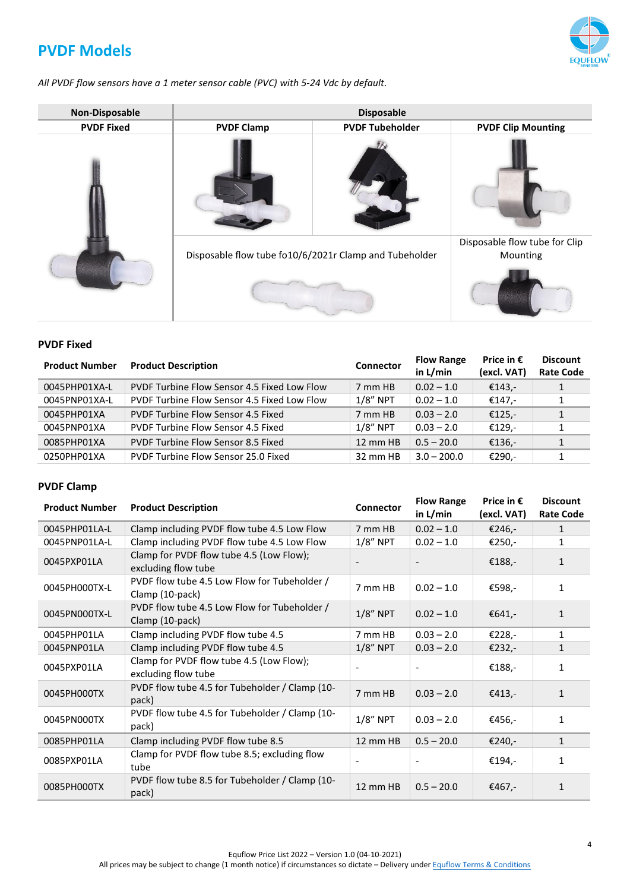# PVDF Models

*All PVDF flow sensors have a 1 meter sensor cable (PVC) with 5-24 Vdc by default.*

| Non-Disposable | Disposable | | |
|---|---|---|---|
| PVDF Fixed | PVDF Clamp | PVDF Tubeholder | PVDF Clip Mounting |
| | Disposable flow tube fo10/6/2021r Clamp and Tubeholder | | Disposable flow tube for Clip Mounting |

### PVDF Fixed

| Product Number | Product Description | Connector | Flow Range in L/min | Price in € (excl. VAT) | Discount Rate Code |
|---|---|---|---|---|---|
| 0045PHP01XA-L | PVDF Turbine Flow Sensor 4.5 Fixed Low Flow | 7 mm HB | 0.02 – 1.0 | €143,- | 1 |
| 0045PNP01XA-L | PVDF Turbine Flow Sensor 4.5 Fixed Low Flow | 1/8" NPT | 0.02 – 1.0 | €147,- | 1 |
| 0045PHP01XA | PVDF Turbine Flow Sensor 4.5 Fixed | 7 mm HB | 0.03 – 2.0 | €125,- | 1 |
| 0045PNP01XA | PVDF Turbine Flow Sensor 4.5 Fixed | 1/8" NPT | 0.03 – 2.0 | €129,- | 1 |
| 0085PHP01XA | PVDF Turbine Flow Sensor 8.5 Fixed | 12 mm HB | 0.5 – 20.0 | €136,- | 1 |
| 0250PHP01XA | PVDF Turbine Flow Sensor 25.0 Fixed | 32 mm HB | 3.0 – 200.0 | €290,- | 1 |

### PVDF Clamp

| Product Number | Product Description | Connector | Flow Range in L/min | Price in € (excl. VAT) | Discount Rate Code |
|---|---|---|---|---|---|
| 0045PHP01LA-L | Clamp including PVDF flow tube 4.5 Low Flow | 7 mm HB | 0.02 – 1.0 | €246,- | 1 |
| 0045PNP01LA-L | Clamp including PVDF flow tube 4.5 Low Flow | 1/8" NPT | 0.02 – 1.0 | €250,- | 1 |
| 0045PXP01LA | Clamp for PVDF flow tube 4.5 (Low Flow); excluding flow tube | - | - | €188,- | 1 |
| 0045PH000TX-L | PVDF flow tube 4.5 Low Flow for Tubeholder / Clamp (10-pack) | 7 mm HB | 0.02 – 1.0 | €598,- | 1 |
| 0045PN000TX-L | PVDF flow tube 4.5 Low Flow for Tubeholder / Clamp (10-pack) | 1/8" NPT | 0.02 – 1.0 | €641,- | 1 |
| 0045PHP01LA | Clamp including PVDF flow tube 4.5 | 7 mm HB | 0.03 – 2.0 | €228,- | 1 |
| 0045PNP01LA | Clamp including PVDF flow tube 4.5 | 1/8" NPT | 0.03 – 2.0 | €232,- | 1 |
| 0045PXP01LA | Clamp for PVDF flow tube 4.5 (Low Flow); excluding flow tube | - | - | €188,- | 1 |
| 0045PH000TX | PVDF flow tube 4.5 for Tubeholder / Clamp (10-pack) | 7 mm HB | 0.03 – 2.0 | €413,- | 1 |
| 0045PN000TX | PVDF flow tube 4.5 for Tubeholder / Clamp (10-pack) | 1/8" NPT | 0.03 – 2.0 | €456,- | 1 |
| 0085PHP01LA | Clamp including PVDF flow tube 8.5 | 12 mm HB | 0.5 – 20.0 | €240,- | 1 |
| 0085PXP01LA | Clamp for PVDF flow tube 8.5; excluding flow tube | - | - | €194,- | 1 |
| 0085PH000TX | PVDF flow tube 8.5 for Tubeholder / Clamp (10-pack) | 12 mm HB | 0.5 – 20.0 | €467,- | 1 |

Equflow Price List 2022 – Version 1.0 (04-10-2021)
All prices may be subject to change (1 month notice) if circumstances so dictate – Delivery under Equflow Terms & Conditions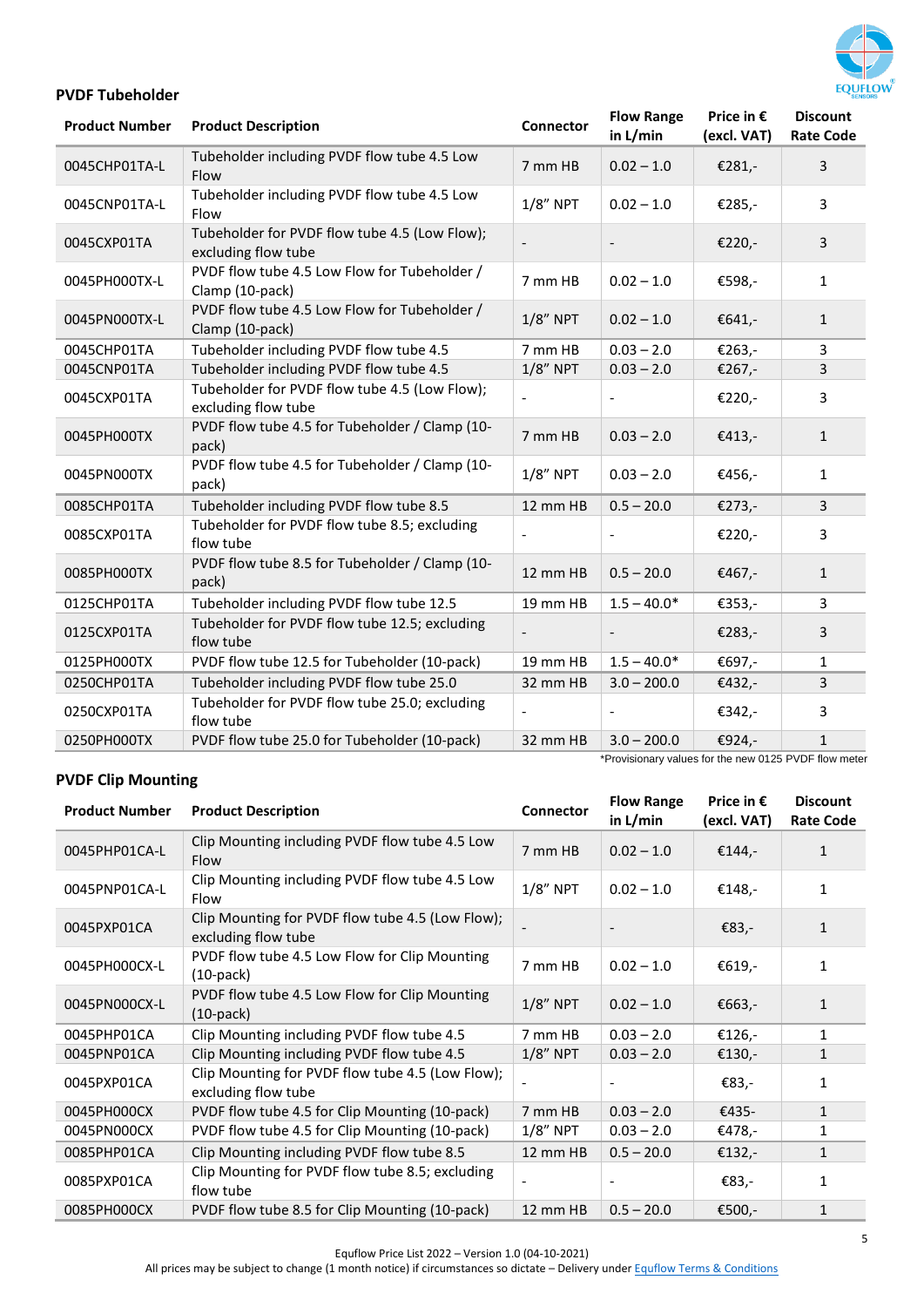### PVDF Tubeholder

| Product Number | Product Description | Connector | Flow Range in L/min | Price in € (excl. VAT) | Discount Rate Code |
|---|---|---|---|---|---|
| 0045CHP01TA-L | Tubeholder including PVDF flow tube 4.5 Low Flow | 7 mm HB | 0.02 – 1.0 | €281,- | 3 |
| 0045CNP01TA-L | Tubeholder including PVDF flow tube 4.5 Low Flow | 1/8" NPT | 0.02 – 1.0 | €285,- | 3 |
| 0045CXP01TA | Tubeholder for PVDF flow tube 4.5 (Low Flow); excluding flow tube | - | - | €220,- | 3 |
| 0045PH000TX-L | PVDF flow tube 4.5 Low Flow for Tubeholder / Clamp (10-pack) | 7 mm HB | 0.02 – 1.0 | €598,- | 1 |
| 0045PN000TX-L | PVDF flow tube 4.5 Low Flow for Tubeholder / Clamp (10-pack) | 1/8" NPT | 0.02 – 1.0 | €641,- | 1 |
| 0045CHP01TA | Tubeholder including PVDF flow tube 4.5 | 7 mm HB | 0.03 – 2.0 | €263,- | 3 |
| 0045CNP01TA | Tubeholder including PVDF flow tube 4.5 | 1/8" NPT | 0.03 – 2.0 | €267,- | 3 |
| 0045CXP01TA | Tubeholder for PVDF flow tube 4.5 (Low Flow); excluding flow tube | - | - | €220,- | 3 |
| 0045PH000TX | PVDF flow tube 4.5 for Tubeholder / Clamp (10-pack) | 7 mm HB | 0.03 – 2.0 | €413,- | 1 |
| 0045PN000TX | PVDF flow tube 4.5 for Tubeholder / Clamp (10-pack) | 1/8" NPT | 0.03 – 2.0 | €456,- | 1 |
| 0085CHP01TA | Tubeholder including PVDF flow tube 8.5 | 12 mm HB | 0.5 – 20.0 | €273,- | 3 |
| 0085CXP01TA | Tubeholder for PVDF flow tube 8.5; excluding flow tube | - | - | €220,- | 3 |
| 0085PH000TX | PVDF flow tube 8.5 for Tubeholder / Clamp (10-pack) | 12 mm HB | 0.5 – 20.0 | €467,- | 1 |
| 0125CHP01TA | Tubeholder including PVDF flow tube 12.5 | 19 mm HB | 1.5 – 40.0* | €353,- | 3 |
| 0125CXP01TA | Tubeholder for PVDF flow tube 12.5; excluding flow tube | - | - | €283,- | 3 |
| 0125PH000TX | PVDF flow tube 12.5 for Tubeholder (10-pack) | 19 mm HB | 1.5 – 40.0* | €697,- | 1 |
| 0250CHP01TA | Tubeholder including PVDF flow tube 25.0 | 32 mm HB | 3.0 – 200.0 | €432,- | 3 |
| 0250CXP01TA | Tubeholder for PVDF flow tube 25.0; excluding flow tube | - | - | €342,- | 3 |
| 0250PH000TX | PVDF flow tube 25.0 for Tubeholder (10-pack) | 32 mm HB | 3.0 – 200.0 | €924,- | 1 |

*Provisionary values for the new 0125 PVDF flow meter

### PVDF Clip Mounting

| Product Number | Product Description | Connector | Flow Range in L/min | Price in € (excl. VAT) | Discount Rate Code |
|---|---|---|---|---|---|
| 0045PHP01CA-L | Clip Mounting including PVDF flow tube 4.5 Low Flow | 7 mm HB | 0.02 – 1.0 | €144,- | 1 |
| 0045PNP01CA-L | Clip Mounting including PVDF flow tube 4.5 Low Flow | 1/8" NPT | 0.02 – 1.0 | €148,- | 1 |
| 0045PXP01CA | Clip Mounting for PVDF flow tube 4.5 (Low Flow); excluding flow tube | - | - | €83,- | 1 |
| 0045PH000CX-L | PVDF flow tube 4.5 Low Flow for Clip Mounting (10-pack) | 7 mm HB | 0.02 – 1.0 | €619,- | 1 |
| 0045PN000CX-L | PVDF flow tube 4.5 Low Flow for Clip Mounting (10-pack) | 1/8" NPT | 0.02 – 1.0 | €663,- | 1 |
| 0045PHP01CA | Clip Mounting including PVDF flow tube 4.5 | 7 mm HB | 0.03 – 2.0 | €126,- | 1 |
| 0045PNP01CA | Clip Mounting including PVDF flow tube 4.5 | 1/8" NPT | 0.03 – 2.0 | €130,- | 1 |
| 0045PXP01CA | Clip Mounting for PVDF flow tube 4.5 (Low Flow); excluding flow tube | - | - | €83,- | 1 |
| 0045PH000CX | PVDF flow tube 4.5 for Clip Mounting (10-pack) | 7 mm HB | 0.03 – 2.0 | €435- | 1 |
| 0045PN000CX | PVDF flow tube 4.5 for Clip Mounting (10-pack) | 1/8" NPT | 0.03 – 2.0 | €478,- | 1 |
| 0085PHP01CA | Clip Mounting including PVDF flow tube 8.5 | 12 mm HB | 0.5 – 20.0 | €132,- | 1 |
| 0085PXP01CA | Clip Mounting for PVDF flow tube 8.5; excluding flow tube | - | - | €83,- | 1 |
| 0085PH000CX | PVDF flow tube 8.5 for Clip Mounting (10-pack) | 12 mm HB | 0.5 – 20.0 | €500,- | 1 |

Equflow Price List 2022 – Version 1.0 (04-10-2021)
All prices may be subject to change (1 month notice) if circumstances so dictate – Delivery under Equflow Terms & Conditions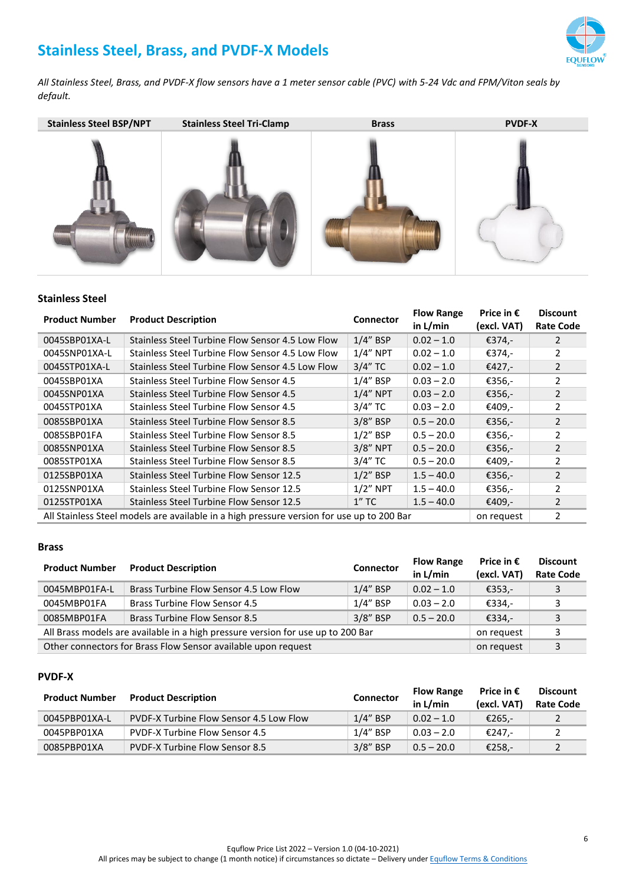# Stainless Steel, Brass, and PVDF-X Models

*All Stainless Steel, Brass, and PVDF-X flow sensors have a 1 meter sensor cable (PVC) with 5-24 Vdc and FPM/Viton seals by default.*

| Stainless Steel BSP/NPT | Stainless Steel Tri-Clamp | Brass | PVDF-X |
|---|---|---|---|

### Stainless Steel

| Product Number | Product Description | Connector | Flow Range in L/min | Price in € (excl. VAT) | Discount Rate Code |
|---|---|---|---|---|---|
| 0045SBP01XA-L | Stainless Steel Turbine Flow Sensor 4.5 Low Flow | 1/4" BSP | 0.02 – 1.0 | €374,- | 2 |
| 0045SNP01XA-L | Stainless Steel Turbine Flow Sensor 4.5 Low Flow | 1/4" NPT | 0.02 – 1.0 | €374,- | 2 |
| 0045STP01XA-L | Stainless Steel Turbine Flow Sensor 4.5 Low Flow | 3/4" TC | 0.02 – 1.0 | €427,- | 2 |
| 0045SBP01XA | Stainless Steel Turbine Flow Sensor 4.5 | 1/4" BSP | 0.03 – 2.0 | €356,- | 2 |
| 0045SNP01XA | Stainless Steel Turbine Flow Sensor 4.5 | 1/4" NPT | 0.03 – 2.0 | €356,- | 2 |
| 0045STP01XA | Stainless Steel Turbine Flow Sensor 4.5 | 3/4" TC | 0.03 – 2.0 | €409,- | 2 |
| 0085SBP01XA | Stainless Steel Turbine Flow Sensor 8.5 | 3/8" BSP | 0.5 – 20.0 | €356,- | 2 |
| 0085SBP01FA | Stainless Steel Turbine Flow Sensor 8.5 | 1/2" BSP | 0.5 – 20.0 | €356,- | 2 |
| 0085SNP01XA | Stainless Steel Turbine Flow Sensor 8.5 | 3/8" NPT | 0.5 – 20.0 | €356,- | 2 |
| 0085STP01XA | Stainless Steel Turbine Flow Sensor 8.5 | 3/4" TC | 0.5 – 20.0 | €409,- | 2 |
| 0125SBP01XA | Stainless Steel Turbine Flow Sensor 12.5 | 1/2" BSP | 1.5 – 40.0 | €356,- | 2 |
| 0125SNP01XA | Stainless Steel Turbine Flow Sensor 12.5 | 1/2" NPT | 1.5 – 40.0 | €356,- | 2 |
| 0125STP01XA | Stainless Steel Turbine Flow Sensor 12.5 | 1" TC | 1.5 – 40.0 | €409,- | 2 |
| All Stainless Steel models are available in a high pressure version for use up to 200 Bar | | | | on request | 2 |

### Brass

| Product Number | Product Description | Connector | Flow Range in L/min | Price in € (excl. VAT) | Discount Rate Code |
|---|---|---|---|---|---|
| 0045MBP01FA-L | Brass Turbine Flow Sensor 4.5 Low Flow | 1/4" BSP | 0.02 – 1.0 | €353,- | 3 |
| 0045MBP01FA | Brass Turbine Flow Sensor 4.5 | 1/4" BSP | 0.03 – 2.0 | €334,- | 3 |
| 0085MBP01FA | Brass Turbine Flow Sensor 8.5 | 3/8" BSP | 0.5 – 20.0 | €334,- | 3 |
| All Brass models are available in a high pressure version for use up to 200 Bar | | | | on request | 3 |
| Other connectors for Brass Flow Sensor available upon request | | | | on request | 3 |

### PVDF-X

| Product Number | Product Description | Connector | Flow Range in L/min | Price in € (excl. VAT) | Discount Rate Code |
|---|---|---|---|---|---|
| 0045PBP01XA-L | PVDF-X Turbine Flow Sensor 4.5 Low Flow | 1/4" BSP | 0.02 – 1.0 | €265,- | 2 |
| 0045PBP01XA | PVDF-X Turbine Flow Sensor 4.5 | 1/4" BSP | 0.03 – 2.0 | €247,- | 2 |
| 0085PBP01XA | PVDF-X Turbine Flow Sensor 8.5 | 3/8" BSP | 0.5 – 20.0 | €258,- | 2 |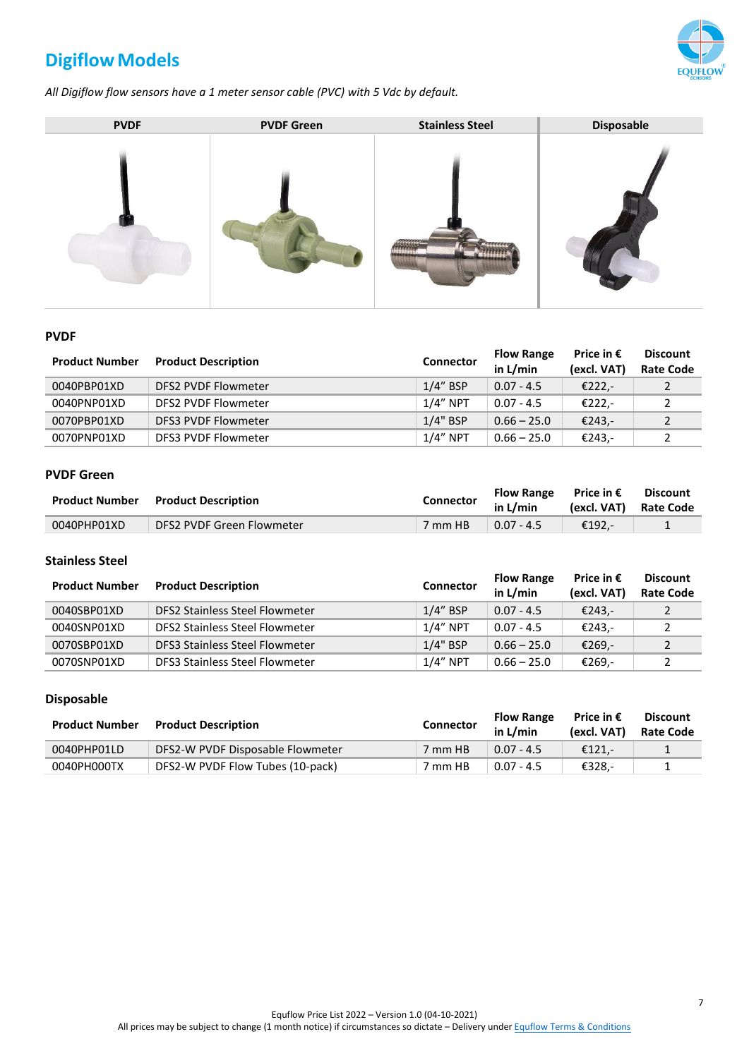# Digiflow Models

*All Digiflow flow sensors have a 1 meter sensor cable (PVC) with 5 Vdc by default.*

| PVDF | PVDF Green | Stainless Steel | Disposable |
|---|---|---|---|

### PVDF

| Product Number | Product Description | Connector | Flow Range in L/min | Price in € (excl. VAT) | Discount Rate Code |
|---|---|---|---|---|---|
| 0040PBP01XD | DFS2 PVDF Flowmeter | 1/4" BSP | 0.07 - 4.5 | €222,- | 2 |
| 0040PNP01XD | DFS2 PVDF Flowmeter | 1/4" NPT | 0.07 - 4.5 | €222,- | 2 |
| 0070PBP01XD | DFS3 PVDF Flowmeter | 1/4" BSP | 0.66 – 25.0 | €243,- | 2 |
| 0070PNP01XD | DFS3 PVDF Flowmeter | 1/4" NPT | 0.66 – 25.0 | €243,- | 2 |

### PVDF Green

| Product Number | Product Description | Connector | Flow Range in L/min | Price in € (excl. VAT) | Discount Rate Code |
|---|---|---|---|---|---|
| 0040PHP01XD | DFS2 PVDF Green Flowmeter | 7 mm HB | 0.07 - 4.5 | €192,- | 1 |

### Stainless Steel

| Product Number | Product Description | Connector | Flow Range in L/min | Price in € (excl. VAT) | Discount Rate Code |
|---|---|---|---|---|---|
| 0040SBP01XD | DFS2 Stainless Steel Flowmeter | 1/4" BSP | 0.07 - 4.5 | €243,- | 2 |
| 0040SNP01XD | DFS2 Stainless Steel Flowmeter | 1/4" NPT | 0.07 - 4.5 | €243,- | 2 |
| 0070SBP01XD | DFS3 Stainless Steel Flowmeter | 1/4" BSP | 0.66 – 25.0 | €269,- | 2 |
| 0070SNP01XD | DFS3 Stainless Steel Flowmeter | 1/4" NPT | 0.66 – 25.0 | €269,- | 2 |

### Disposable

| Product Number | Product Description | Connector | Flow Range in L/min | Price in € (excl. VAT) | Discount Rate Code |
|---|---|---|---|---|---|
| 0040PHP01LD | DFS2-W PVDF Disposable Flowmeter | 7 mm HB | 0.07 - 4.5 | €121,- | 1 |
| 0040PH000TX | DFS2-W PVDF Flow Tubes (10-pack) | 7 mm HB | 0.07 - 4.5 | €328,- | 1 |

Equflow Price List 2022 – Version 1.0 (04-10-2021)
All prices may be subject to change (1 month notice) if circumstances so dictate – Delivery under Equflow Terms & Conditions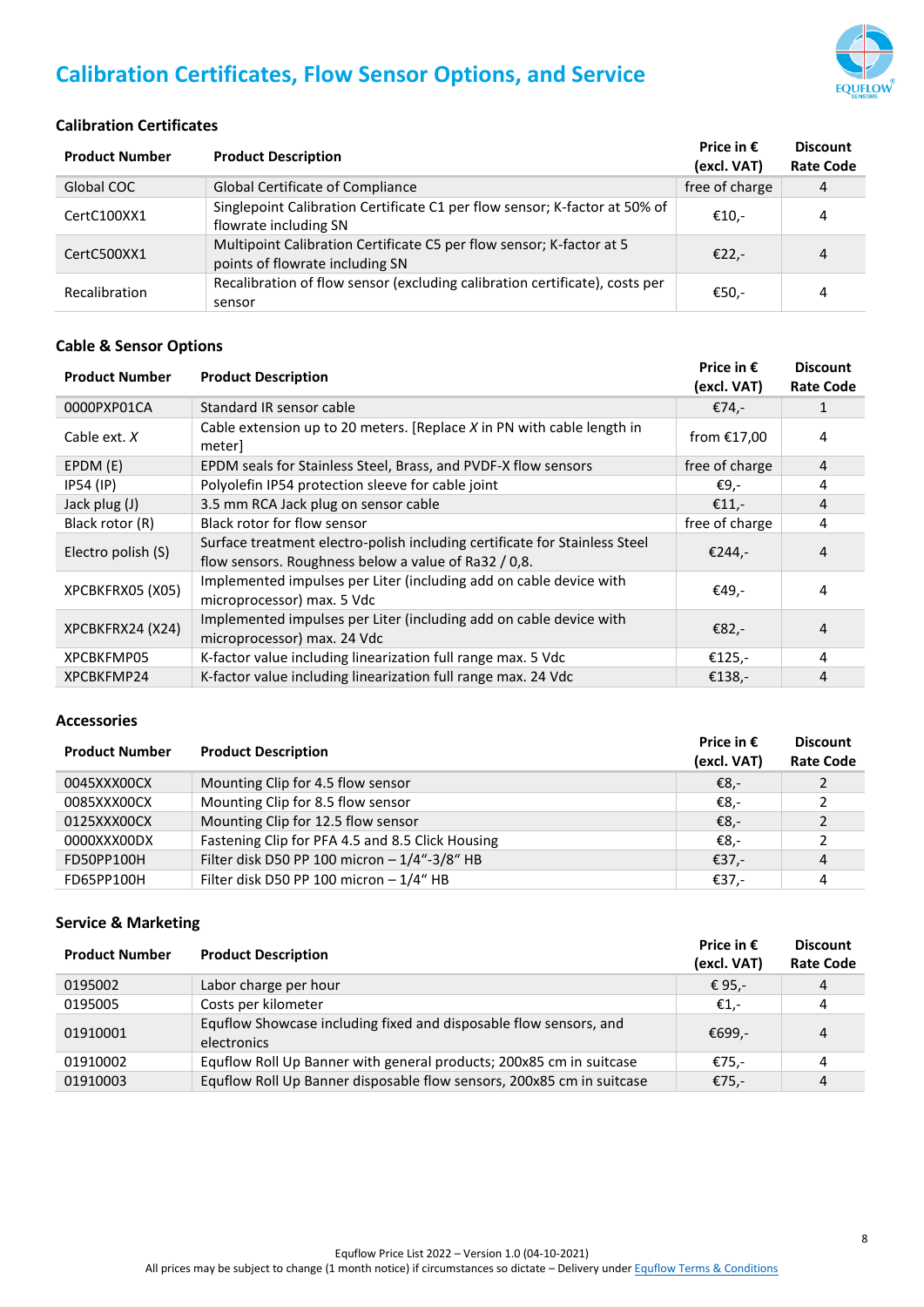# Calibration Certificates, Flow Sensor Options, and Service

### Calibration Certificates

| Product Number | Product Description | Price in € (excl. VAT) | Discount Rate Code |
|---|---|---|---|
| Global COC | Global Certificate of Compliance | free of charge | 4 |
| CertC100XX1 | Singlepoint Calibration Certificate C1 per flow sensor; K-factor at 50% of flowrate including SN | €10,- | 4 |
| CertC500XX1 | Multipoint Calibration Certificate C5 per flow sensor; K-factor at 5 points of flowrate including SN | €22,- | 4 |
| Recalibration | Recalibration of flow sensor (excluding calibration certificate), costs per sensor | €50,- | 4 |

### Cable & Sensor Options

| Product Number | Product Description | Price in € (excl. VAT) | Discount Rate Code |
|---|---|---|---|
| 0000PXP01CA | Standard IR sensor cable | €74,- | 1 |
| Cable ext. *X* | Cable extension up to 20 meters. [Replace *X* in PN with cable length in meter] | from €17,00 | 4 |
| EPDM (E) | EPDM seals for Stainless Steel, Brass, and PVDF-X flow sensors | free of charge | 4 |
| IP54 (IP) | Polyolefin IP54 protection sleeve for cable joint | €9,- | 4 |
| Jack plug (J) | 3.5 mm RCA Jack plug on sensor cable | €11,- | 4 |
| Black rotor (R) | Black rotor for flow sensor | free of charge | 4 |
| Electro polish (S) | Surface treatment electro-polish including certificate for Stainless Steel flow sensors. Roughness below a value of Ra32 / 0,8. | €244,- | 4 |
| XPCBKFRX05 (X05) | Implemented impulses per Liter (including add on cable device with microprocessor) max. 5 Vdc | €49,- | 4 |
| XPCBKFRX24 (X24) | Implemented impulses per Liter (including add on cable device with microprocessor) max. 24 Vdc | €82,- | 4 |
| XPCBKFMP05 | K-factor value including linearization full range max. 5 Vdc | €125,- | 4 |
| XPCBKFMP24 | K-factor value including linearization full range max. 24 Vdc | €138,- | 4 |

### Accessories

| Product Number | Product Description | Price in € (excl. VAT) | Discount Rate Code |
|---|---|---|---|
| 0045XXX00CX | Mounting Clip for 4.5 flow sensor | €8,- | 2 |
| 0085XXX00CX | Mounting Clip for 8.5 flow sensor | €8,- | 2 |
| 0125XXX00CX | Mounting Clip for 12.5 flow sensor | €8,- | 2 |
| 0000XXX00DX | Fastening Clip for PFA 4.5 and 8.5 Click Housing | €8,- | 2 |
| FD50PP100H | Filter disk D50 PP 100 micron – 1/4"-3/8" HB | €37,- | 4 |
| FD65PP100H | Filter disk D50 PP 100 micron – 1/4" HB | €37,- | 4 |

### Service & Marketing

| Product Number | Product Description | Price in € (excl. VAT) | Discount Rate Code |
|---|---|---|---|
| 0195002 | Labor charge per hour | € 95,- | 4 |
| 0195005 | Costs per kilometer | €1,- | 4 |
| 01910001 | Equflow Showcase including fixed and disposable flow sensors, and electronics | €699,- | 4 |
| 01910002 | Equflow Roll Up Banner with general products; 200x85 cm in suitcase | €75,- | 4 |
| 01910003 | Equflow Roll Up Banner disposable flow sensors, 200x85 cm in suitcase | €75,- | 4 |

Equflow Price List 2022 – Version 1.0 (04-10-2021)
All prices may be subject to change (1 month notice) if circumstances so dictate – Delivery under Equflow Terms & Conditions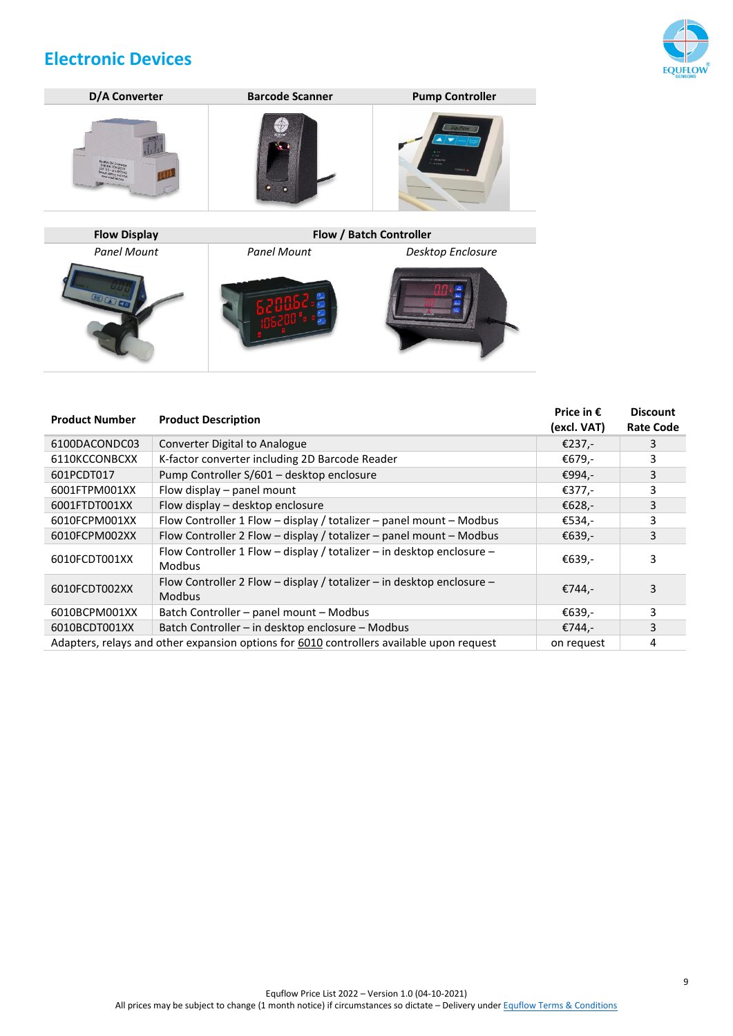# Electronic Devices

| D/A Converter | Barcode Scanner | Pump Controller |
|---|---|---|

| Flow Display | Flow / Batch Controller | |
|---|---|---|
| *Panel Mount* | *Panel Mount* | *Desktop Enclosure* |

| Product Number | Product Description | Price in € (excl. VAT) | Discount Rate Code |
|---|---|---|---|
| 6100DACONDC03 | Converter Digital to Analogue | €237,- | 3 |
| 6110KCCONBCXX | K-factor converter including 2D Barcode Reader | €679,- | 3 |
| 601PCDT017 | Pump Controller S/601 – desktop enclosure | €994,- | 3 |
| 6001FTPM001XX | Flow display – panel mount | €377,- | 3 |
| 6001FTDT001XX | Flow display – desktop enclosure | €628,- | 3 |
| 6010FCPM001XX | Flow Controller 1 Flow – display / totalizer – panel mount – Modbus | €534,- | 3 |
| 6010FCPM002XX | Flow Controller 2 Flow – display / totalizer – panel mount – Modbus | €639,- | 3 |
| 6010FCDT001XX | Flow Controller 1 Flow – display / totalizer – in desktop enclosure – Modbus | €639,- | 3 |
| 6010FCDT002XX | Flow Controller 2 Flow – display / totalizer – in desktop enclosure – Modbus | €744,- | 3 |
| 6010BCPM001XX | Batch Controller – panel mount – Modbus | €639,- | 3 |
| 6010BCDT001XX | Batch Controller – in desktop enclosure – Modbus | €744,- | 3 |
| Adapters, relays and other expansion options for 6010 controllers available upon request | | on request | 4 |

Equflow Price List 2022 – Version 1.0 (04-10-2021)
All prices may be subject to change (1 month notice) if circumstances so dictate – Delivery under Equflow Terms & Conditions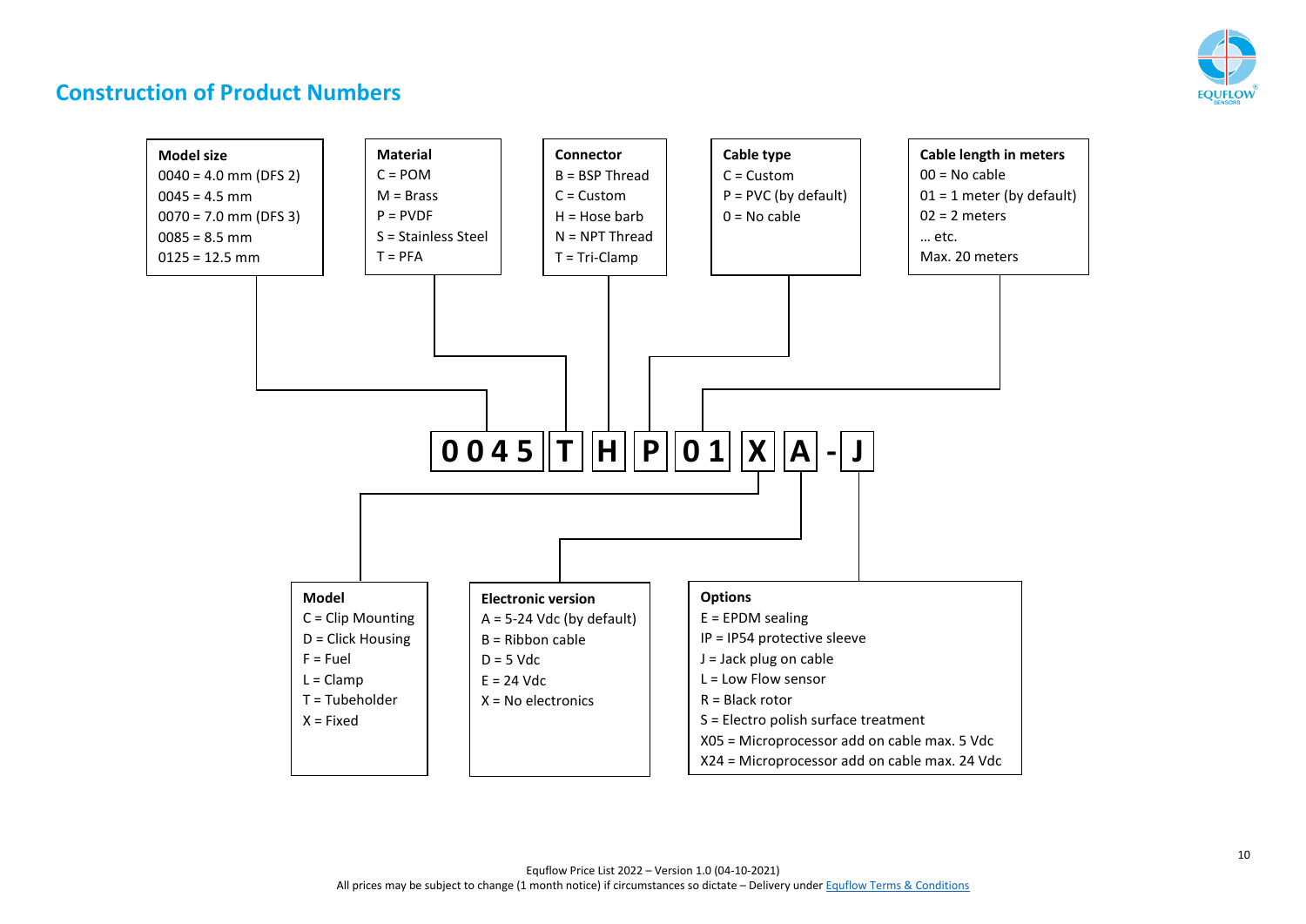## Construction of Product Numbers

**Example:** 0045 T H P 01 X A - J

**Model size**
- 0040 = 4.0 mm (DFS 2)
- 0045 = 4.5 mm
- 0070 = 7.0 mm (DFS 3)
- 0085 = 8.5 mm
- 0125 = 12.5 mm

**Material**
- C = POM
- M = Brass
- P = PVDF
- S = Stainless Steel
- T = PFA

**Connector**
- B = BSP Thread
- C = Custom
- H = Hose barb
- N = NPT Thread
- T = Tri-Clamp

**Cable type**
- C = Custom
- P = PVC (by default)
- 0 = No cable

**Cable length in meters**
- 00 = No cable
- 01 = 1 meter (by default)
- 02 = 2 meters
- … etc.
- Max. 20 meters

**Model**
- C = Clip Mounting
- D = Click Housing
- F = Fuel
- L = Clamp
- T = Tubeholder
- X = Fixed

**Electronic version**
- A = 5-24 Vdc (by default)
- B = Ribbon cable
- D = 5 Vdc
- E = 24 Vdc
- X = No electronics

**Options**
- E = EPDM sealing
- IP = IP54 protective sleeve
- J = Jack plug on cable
- L = Low Flow sensor
- R = Black rotor
- S = Electro polish surface treatment
- X05 = Microprocessor add on cable max. 5 Vdc
- X24 = Microprocessor add on cable max. 24 Vdc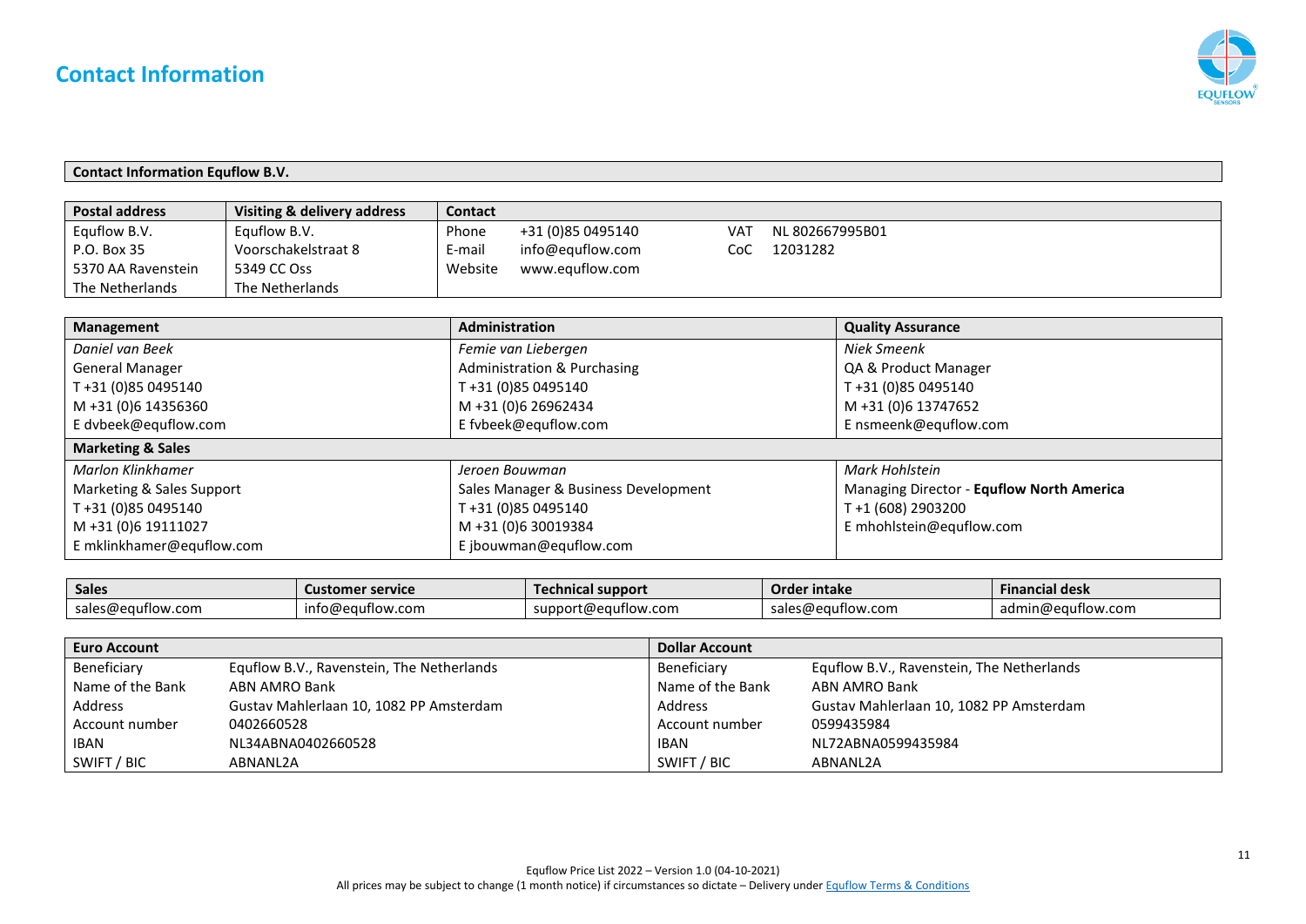# Contact Information

**Contact Information Equflow B.V.**

| Postal address | Visiting & delivery address | Contact | | | |
|---|---|---|---|---|---|
| Equflow B.V. | Equflow B.V. | Phone | +31 (0)85 0495140 | VAT | NL 802667995B01 |
| P.O. Box 35 | Voorschakelstraat 8 | E-mail | info@equflow.com | CoC | 12031282 |
| 5370 AA Ravenstein | 5349 CC Oss | Website | www.equflow.com | | |
| The Netherlands | The Netherlands | | | | |

| Management | Administration | Quality Assurance |
|---|---|---|
| *Daniel van Beek* | *Femie van Liebergen* | *Niek Smeenk* |
| General Manager | Administration & Purchasing | QA & Product Manager |
| T +31 (0)85 0495140 | T +31 (0)85 0495140 | T +31 (0)85 0495140 |
| M +31 (0)6 14356360 | M +31 (0)6 26962434 | M +31 (0)6 13747652 |
| E dvbeek@equflow.com | E fvbeek@equflow.com | E nsmeenk@equflow.com |
| **Marketing & Sales** | | |
| *Marlon Klinkhamer* | *Jeroen Bouwman* | *Mark Hohlstein* |
| Marketing & Sales Support | Sales Manager & Business Development | Managing Director - **Equflow North America** |
| T +31 (0)85 0495140 | T +31 (0)85 0495140 | T +1 (608) 2903200 |
| M +31 (0)6 19111027 | M +31 (0)6 30019384 | E mhohlstein@equflow.com |
| E mklinkhamer@equflow.com | E jbouwman@equflow.com | |

| Sales | Customer service | Technical support | Order intake | Financial desk |
|---|---|---|---|---|
| sales@equflow.com | info@equflow.com | support@equflow.com | sales@equflow.com | admin@equflow.com |

| Euro Account | | Dollar Account | |
|---|---|---|---|
| Beneficiary | Equflow B.V., Ravenstein, The Netherlands | Beneficiary | Equflow B.V., Ravenstein, The Netherlands |
| Name of the Bank | ABN AMRO Bank | Name of the Bank | ABN AMRO Bank |
| Address | Gustav Mahlerlaan 10, 1082 PP Amsterdam | Address | Gustav Mahlerlaan 10, 1082 PP Amsterdam |
| Account number | 0402660528 | Account number | 0599435984 |
| IBAN | NL34ABNA0402660528 | IBAN | NL72ABNA0599435984 |
| SWIFT / BIC | ABNANL2A | SWIFT / BIC | ABNANL2A |